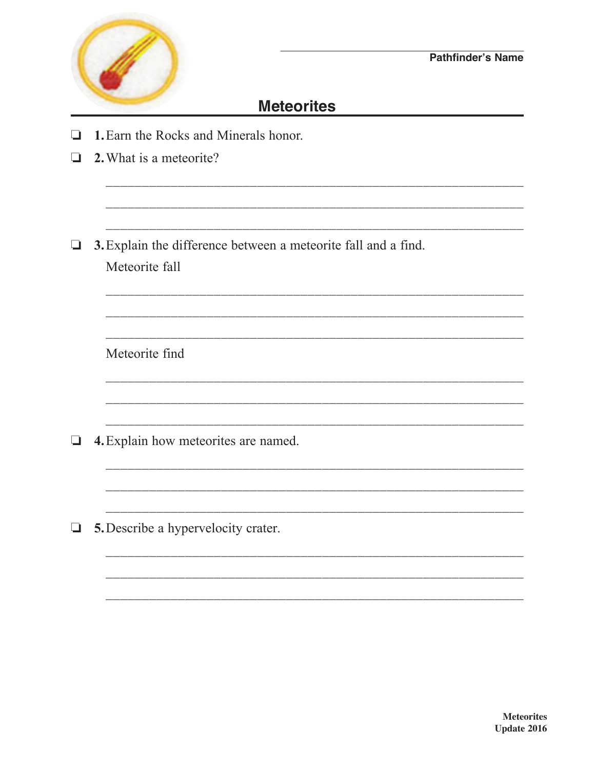Pathfinder's Name

# Meteorites

- ❏ **1.** Earn the Rocks and Minerals honor.
- ❏ **2.** What is a meteorite?

_______________________________________________

_______________________________________________

_______________________________________________

- ❏ **3.** Explain the difference between a meteorite fall and a find.

Meteorite fall

_______________________________________________

_______________________________________________

_______________________________________________

Meteorite find

_______________________________________________

_______________________________________________

_______________________________________________

- ❏ **4.** Explain how meteorites are named.

_______________________________________________

_______________________________________________

_______________________________________________

- ❏ **5.** Describe a hypervelocity crater.

_______________________________________________

_______________________________________________

_______________________________________________

Meteorites
Update 2016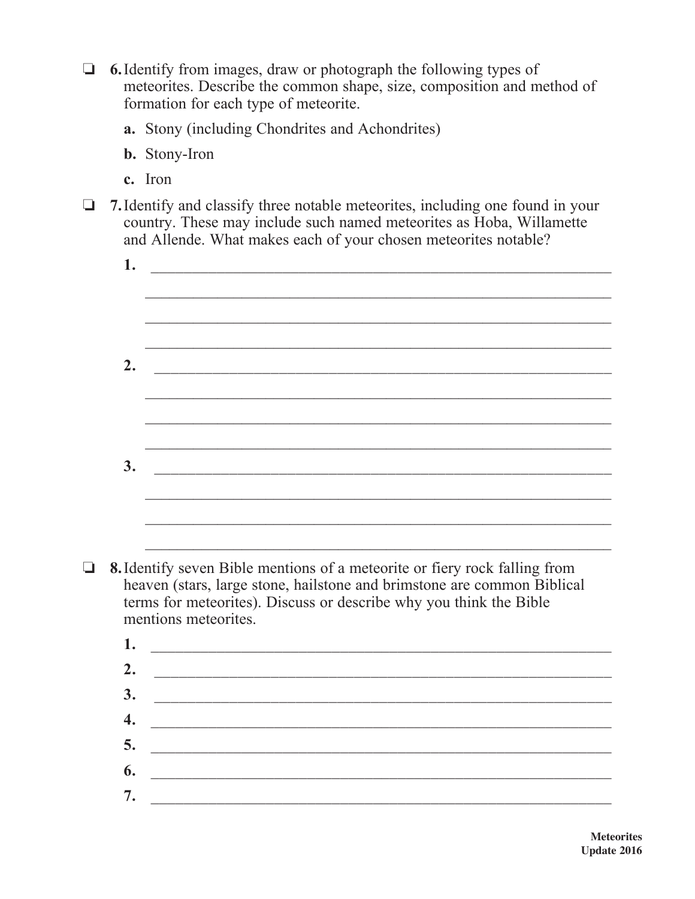- ❏ **6.** Identify from images, draw or photograph the following types of meteorites. Describe the common shape, size, composition and method of formation for each type of meteorite.
  - **a.** Stony (including Chondrites and Achondrites)
  - **b.** Stony-Iron
  - **c.** Iron

- ❏ **7.** Identify and classify three notable meteorites, including one found in your country. These may include such named meteorites as Hoba, Willamette and Allende. What makes each of your chosen meteorites notable?

  **1.** ______________________________________________________________

  ______________________________________________________________

  ______________________________________________________________

  ______________________________________________________________

  **2.** ______________________________________________________________

  ______________________________________________________________

  ______________________________________________________________

  ______________________________________________________________

  **3.** ______________________________________________________________

  ______________________________________________________________

  ______________________________________________________________

  ______________________________________________________________

- ❏ **8.** Identify seven Bible mentions of a meteorite or fiery rock falling from heaven (stars, large stone, hailstone and brimstone are common Biblical terms for meteorites). Discuss or describe why you think the Bible mentions meteorites.

  **1.** ______________________________________________________________

  **2.** ______________________________________________________________

  **3.** ______________________________________________________________

  **4.** ______________________________________________________________

  **5.** ______________________________________________________________

  **6.** ______________________________________________________________

  **7.** ______________________________________________________________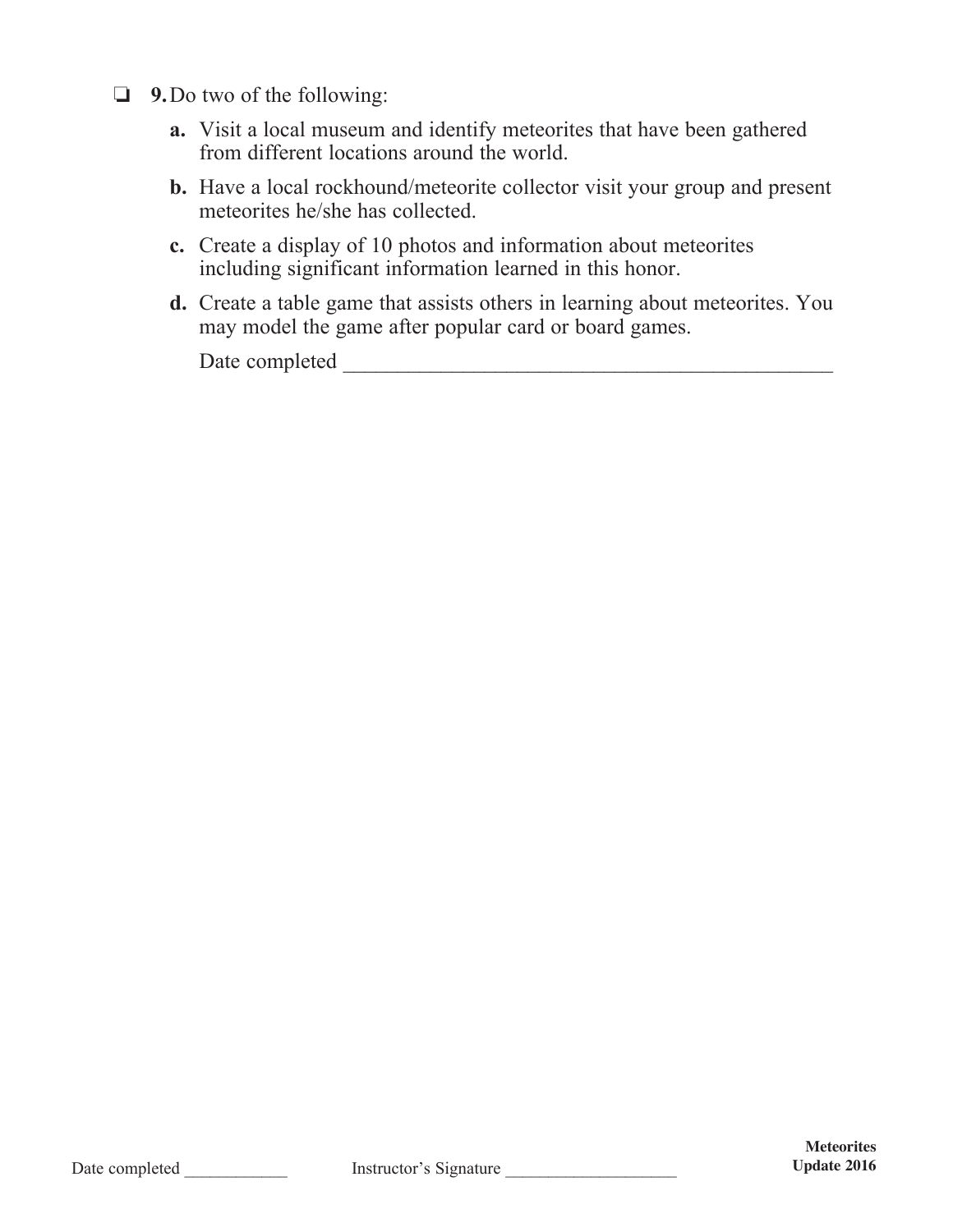❏ **9.** Do two of the following:

**a.** Visit a local museum and identify meteorites that have been gathered from different locations around the world.

**b.** Have a local rockhound/meteorite collector visit your group and present meteorites he/she has collected.

**c.** Create a display of 10 photos and information about meteorites including significant information learned in this honor.

**d.** Create a table game that assists others in learning about meteorites. You may model the game after popular card or board games.

Date completed ____________________________________________

Date completed ____________ Instructor's Signature ____________________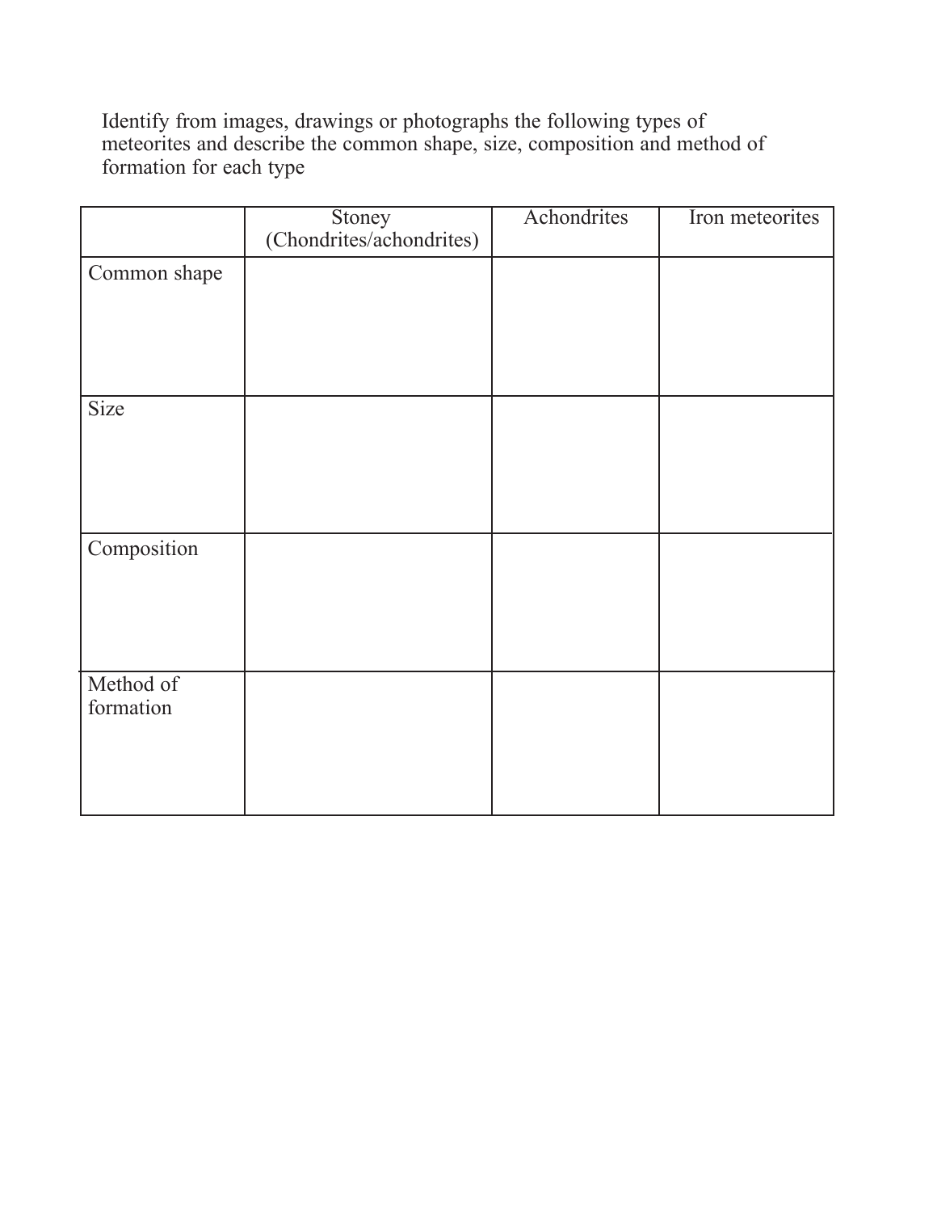Identify from images, drawings or photographs the following types of meteorites and describe the common shape, size, composition and method of formation for each type

| | Stoney (Chondrites/achondrites) | Achondrites | Iron meteorites |
|---|---|---|---|
| Common shape | | | |
| Size | | | |
| Composition | | | |
| Method of formation | | | |